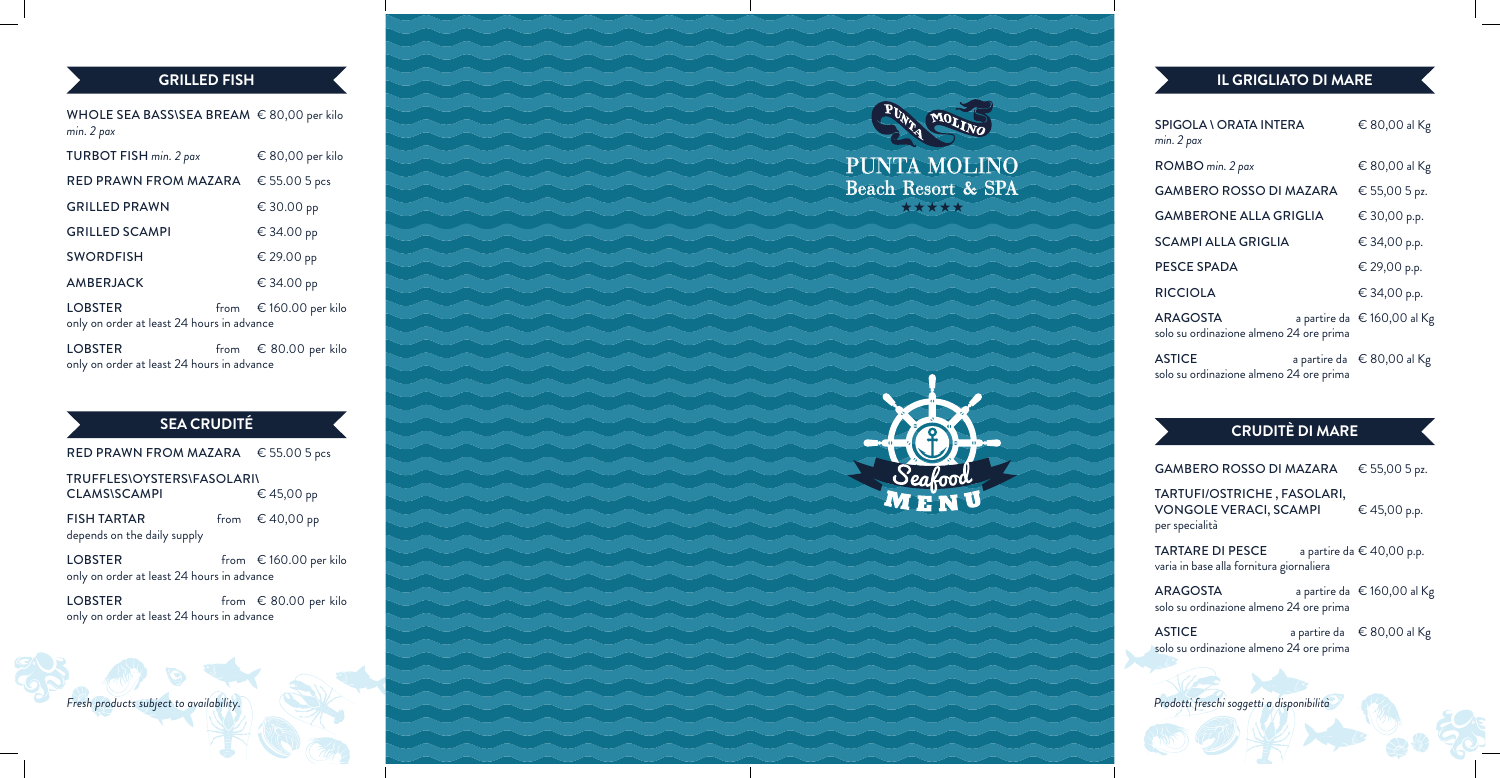## GRILLED FISH

| Item | Price |
| --- | --- |
| WHOLE SEA BASS\SEA BREAM *min. 2 pax* | € 80,00 per kilo |
| TURBOT FISH *min. 2 pax* | € 80,00 per kilo |
| RED PRAWN FROM MAZARA | € 55.00 5 pcs |
| GRILLED PRAWN | € 30.00 pp |
| GRILLED SCAMPI | € 34.00 pp |
| SWORDFISH | € 29.00 pp |
| AMBERJACK | € 34.00 pp |
| LOBSTER *only on order at least 24 hours in advance* | from € 160.00 per kilo |
| LOBSTER *only on order at least 24 hours in advance* | from € 80.00 per kilo |

## SEA CRUDITÉ

| Item | Price |
| --- | --- |
| RED PRAWN FROM MAZARA | € 55.00 5 pcs |
| TRUFFLES\OYSTERS\FASOLARI\ CLAMS\SCAMPI | € 45,00 pp |
| FISH TARTAR *depends on the daily supply* | from € 40,00 pp |
| LOBSTER *only on order at least 24 hours in advance* | from € 160.00 per kilo |
| LOBSTER *only on order at least 24 hours in advance* | from € 80.00 per kilo |

*Fresh products subject to availability.*

PUNTA MOLINO
Beach Resort & SPA
★★★★★

Seafood MENU

## IL GRIGLIATO DI MARE

| Piatto | Prezzo |
| --- | --- |
| SPIGOLA \ ORATA INTERA *min. 2 pax* | € 80,00 al Kg |
| ROMBO *min. 2 pax* | € 80,00 al Kg |
| GAMBERO ROSSO DI MAZARA | € 55,00 5 pz. |
| GAMBERONE ALLA GRIGLIA | € 30,00 p.p. |
| SCAMPI ALLA GRIGLIA | € 34,00 p.p. |
| PESCE SPADA | € 29,00 p.p. |
| RICCIOLA | € 34,00 p.p. |
| ARAGOSTA *solo su ordinazione almeno 24 ore prima* | a partire da € 160,00 al Kg |
| ASTICE *solo su ordinazione almeno 24 ore prima* | a partire da € 80,00 al Kg |

## CRUDITÈ DI MARE

| Piatto | Prezzo |
| --- | --- |
| GAMBERO ROSSO DI MAZARA | € 55,00 5 pz. |
| TARTUFI/OSTRICHE , FASOLARI, VONGOLE VERACI, SCAMPI *per specialità* | € 45,00 p.p. |
| TARTARE DI PESCE *varia in base alla fornitura giornaliera* | a partire da € 40,00 p.p. |
| ARAGOSTA *solo su ordinazione almeno 24 ore prima* | a partire da € 160,00 al Kg |
| ASTICE *solo su ordinazione almeno 24 ore prima* | a partire da € 80,00 al Kg |

*Prodotti freschi soggetti a disponibilità*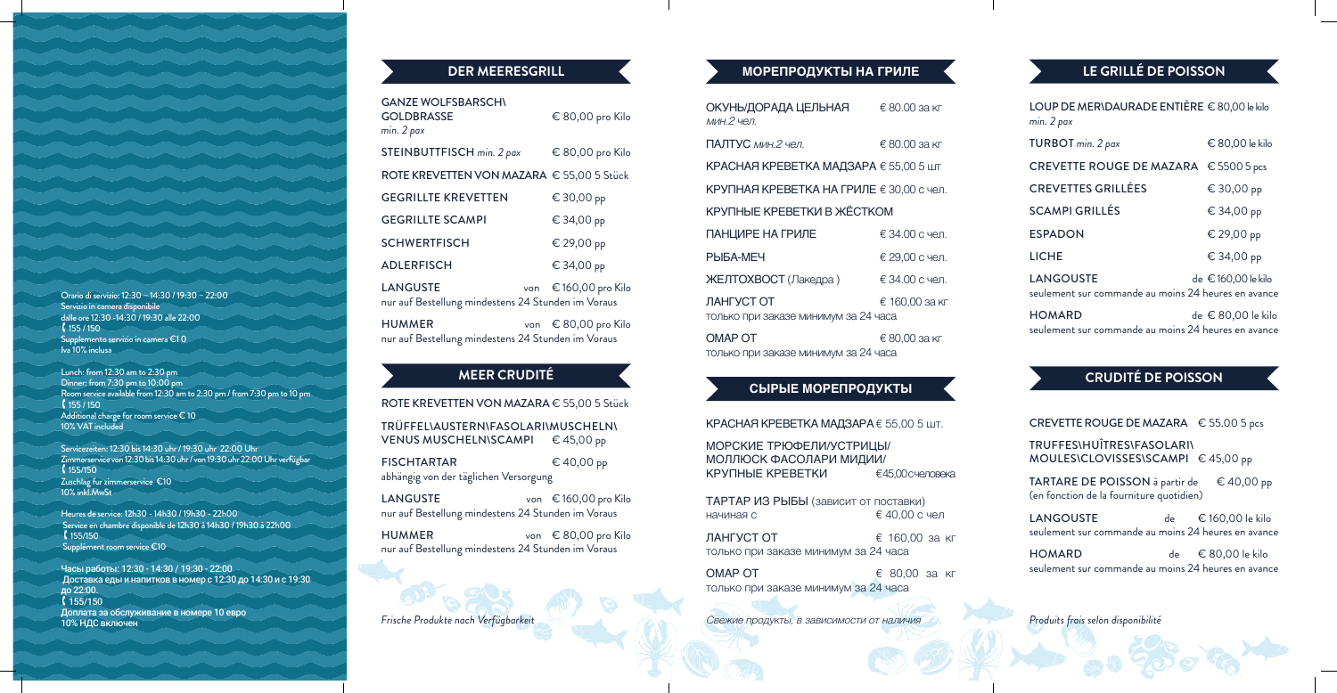Orario di servizio: 12:30 – 14:30 / 19:30 – 22:00
Servizio in camera disponibile
dalle ore 12:30 -14:30 / 19:30 alle 22:00
155 / 150
Supplemento servizio in camera €10
Iva 10% inclusa

Lunch: from 12:30 am to 2:30 pm
Dinner: from 7:30 pm to 10:00 pm
Room service available from 12:30 am to 2:30 pm / from 7:30 pm to 10 pm
155 / 150
Additional charge for room service € 10
10% VAT included

Servicezeiten: 12:30 bis 14:30 uhr / 19:30 uhr 22:00 Uhr
Zimmerservice von 12:30 bis 14:30 uhr / von 19:30 uhr 22:00 Uhr verfügbar
155/150
Zuschlag fur zimmerservice €10
10% inkl.MwSt

Heures de service: 12h30 - 14h30 / 19h30 - 22h00
Service en chambre disponible de 12h30 à 14h30 / 19h30 à 22h00
155/150
Supplément room service €10

Часы работы: 12:30 - 14:30 / 19:30 - 22:00
Доставка еды и напитков в номер с 12:30 до 14:30 и с 19:30 до 22:00.
155/150
Доплата за обслуживание в номере 10 евро
10% НДС включен

## DER MEERESGRILL

| | |
|---|---|
| GANZE WOLFSBARSCH\GOLDBRASSE *min. 2 pax* | € 80,00 pro Kilo |
| STEINBUTTFISCH *min. 2 pax* | € 80,00 pro Kilo |
| ROTE KREVETTEN VON MAZARA | € 55,00 5 Stück |
| GEGRILLTE KREVETTEN | € 30,00 pp |
| GEGRILLTE SCAMPI | € 34,00 pp |
| SCHWERTFISCH | € 29,00 pp |
| ADLERFISCH | € 34,00 pp |
| LANGUSTE | von € 160,00 pro Kilo |

nur auf Bestellung mindestens 24 Stunden im Voraus

HUMMER von € 80,00 pro Kilo
nur auf Bestellung mindestens 24 Stunden im Voraus

## MEER CRUDITÉ

ROTE KREVETTEN VON MAZARA € 55,00 5 Stück

TRÜFFEL\AUSTERN\FASOLARI\MUSCHELN\VENUS MUSCHELN\SCAMPI € 45,00 pp

FISCHTARTAR € 40,00 pp
abhängig von der täglichen Versorgung

LANGUSTE von € 160,00 pro Kilo
nur auf Bestellung mindestens 24 Stunden im Voraus

HUMMER von € 80,00 pro Kilo
nur auf Bestellung mindestens 24 Stunden im Voraus

*Frische Produkte nach Verfügbarkeit*

## МОРЕПРОДУКТЫ НА ГРИЛЕ

| | |
|---|---|
| ОКУНЬ/ДОРАДА ЦЕЛЬНАЯ *мин.2 чел.* | € 80.00 за кг |
| ПАЛТУС *мин.2 чел.* | € 80.00 за кг |
| КРАСНАЯ КРЕВЕТКА МАДЗАРА | € 55,00 5 шт |
| КРУПНАЯ КРЕВЕТКА НА ГРИЛЕ | € 30,00 с чел. |
| КРУПНЫЕ КРЕВЕТКИ В ЖЁСТКОМ ПАНЦИРЕ НА ГРИЛЕ | € 34.00 с чел. |
| РЫБА-МЕЧ | € 29,00 с чел. |
| ЖЕЛТОХВОСТ (Лакедра ) | € 34.00 с чел. |
| ЛАНГУСТ ОТ | € 160,00 за кг |

только при заказе минимум за 24 часа

ОМАР ОТ € 80,00 за кг
только при заказе минимум за 24 часа

## СЫРЫЕ МОРЕПРОДУКТЫ

КРАСНАЯ КРЕВЕТКА МАДЗАРА € 55,00 5 шт.

МОРСКИЕ ТРЮФЕЛИ/УСТРИЦЫ/МОЛЛЮСК ФАСОЛАРИ МИДИИ/КРУПНЫЕ КРЕВЕТКИ €45,00 с человека

ТАРТАР ИЗ РЫБЫ (зависит от поставки)
начиная с € 40,00 с чел

ЛАНГУСТ ОТ € 160,00 за кг
только при заказе минимум за 24 часа

ОМАР ОТ € 80,00 за кг
только при заказе минимум за 24 часа

*Свежие продукты, в зависимости от наличия*

## LE GRILLÉ DE POISSON

| | |
|---|---|
| LOUP DE MER\DAURADE ENTIÈRE *min. 2 pax* | € 80,00 le kilo |
| TURBOT *min. 2 pax* | € 80,00 le kilo |
| CREVETTE ROUGE DE MAZARA | € 5500 5 pcs |
| CREVETTES GRILLÉES | € 30,00 pp |
| SCAMPI GRILLÉS | € 34,00 pp |
| ESPADON | € 29,00 pp |
| LICHE | € 34,00 pp |
| LANGOUSTE | de € 160,00 le kilo |

seulement sur commande au moins 24 heures en avance

HOMARD de € 80,00 le kilo
seulement sur commande au moins 24 heures en avance

## CRUDITÉ DE POISSON

CREVETTE ROUGE DE MAZARA € 55.00 5 pcs

TRUFFES\HUÎTRES\FASOLARI\MOULES\CLOVISSES\SCAMPI € 45,00 pp

TARTARE DE POISSON à partir de € 40,00 pp
(en fonction de la fourniture quotidien)

LANGOUSTE de € 160,00 le kilo
seulement sur commande au moins 24 heures en avance

HOMARD de € 80,00 le kilo
seulement sur commande au moins 24 heures en avance

*Produits frais selon disponibilité*